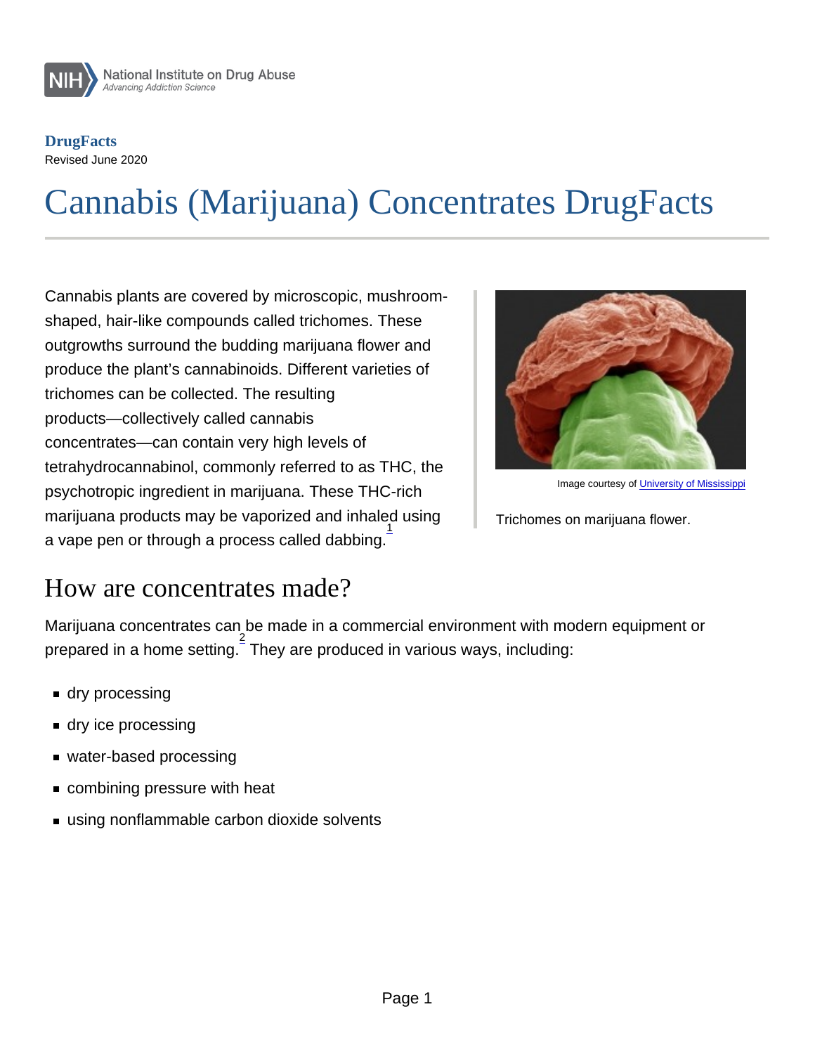**DrugFacts**
Revised June 2020

# Cannabis (Marijuana) Concentrates DrugFacts

Cannabis plants are covered by microscopic, mushroom-shaped, hair-like compounds called trichomes. These outgrowths surround the budding marijuana flower and produce the plant's cannabinoids. Different varieties of trichomes can be collected. The resulting products—collectively called cannabis concentrates—can contain very high levels of tetrahydrocannabinol, commonly referred to as THC, the psychotropic ingredient in marijuana. These THC-rich marijuana products may be vaporized and inhaled using a vape pen or through a process called dabbing.[1]

Image courtesy of University of Mississippi

Trichomes on marijuana flower.

## How are concentrates made?

Marijuana concentrates can be made in a commercial environment with modern equipment or prepared in a home setting.[2] They are produced in various ways, including:

- dry processing
- dry ice processing
- water-based processing
- combining pressure with heat
- using nonflammable carbon dioxide solvents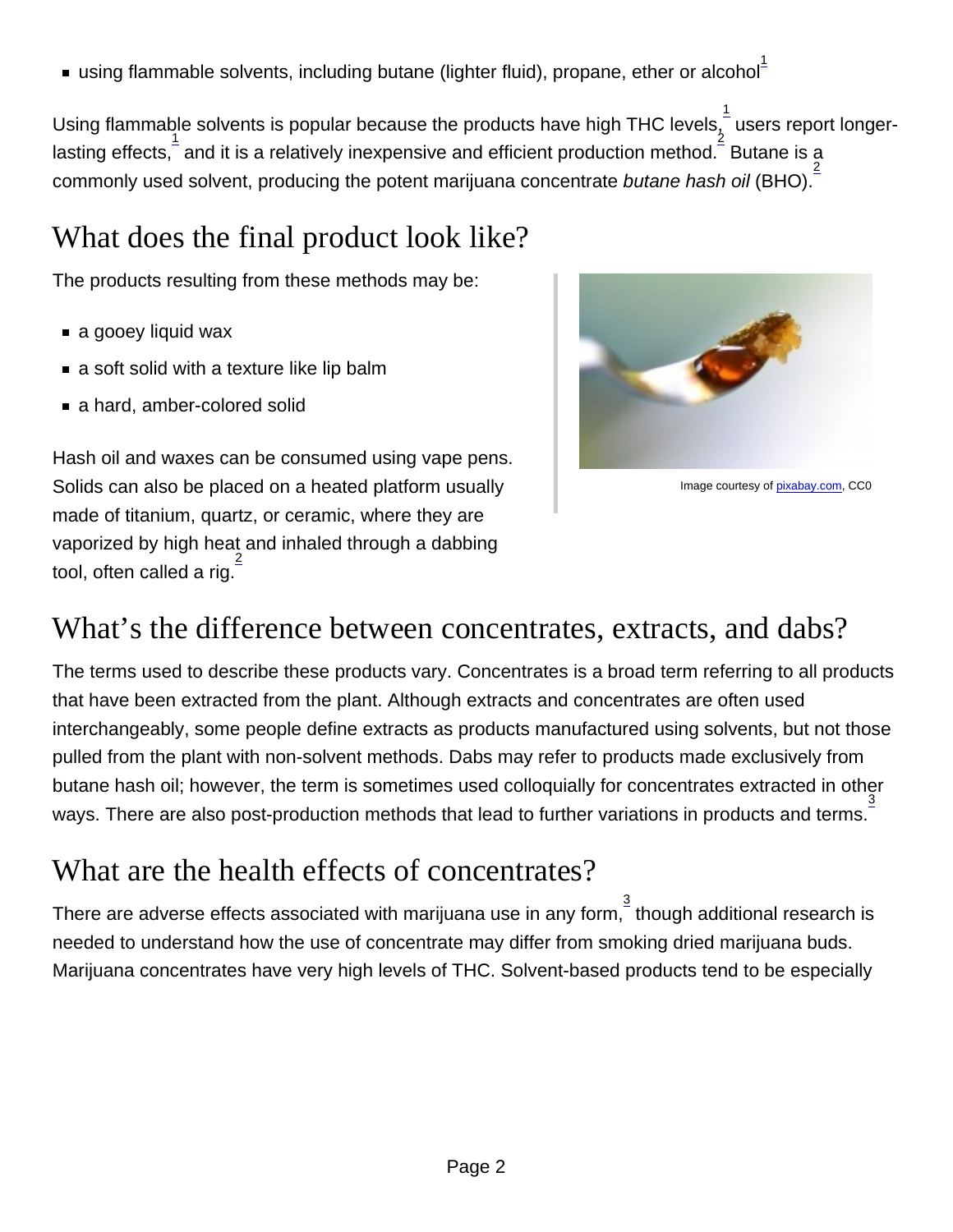- using flammable solvents, including butane (lighter fluid), propane, ether or alcohol[1]

Using flammable solvents is popular because the products have high THC levels,[1] users report longer-lasting effects,[1] and it is a relatively inexpensive and efficient production method.[2] Butane is a commonly used solvent, producing the potent marijuana concentrate *butane hash oil* (BHO).[2]

## What does the final product look like?

The products resulting from these methods may be:

- a gooey liquid wax
- a soft solid with a texture like lip balm
- a hard, amber-colored solid

Hash oil and waxes can be consumed using vape pens. Solids can also be placed on a heated platform usually made of titanium, quartz, or ceramic, where they are vaporized by high heat and inhaled through a dabbing tool, often called a rig.[2]

Image courtesy of pixabay.com, CC0

## What's the difference between concentrates, extracts, and dabs?

The terms used to describe these products vary. Concentrates is a broad term referring to all products that have been extracted from the plant. Although extracts and concentrates are often used interchangeably, some people define extracts as products manufactured using solvents, but not those pulled from the plant with non-solvent methods. Dabs may refer to products made exclusively from butane hash oil; however, the term is sometimes used colloquially for concentrates extracted in other ways. There are also post-production methods that lead to further variations in products and terms.[3]

## What are the health effects of concentrates?

There are adverse effects associated with marijuana use in any form,[3] though additional research is needed to understand how the use of concentrate may differ from smoking dried marijuana buds. Marijuana concentrates have very high levels of THC. Solvent-based products tend to be especially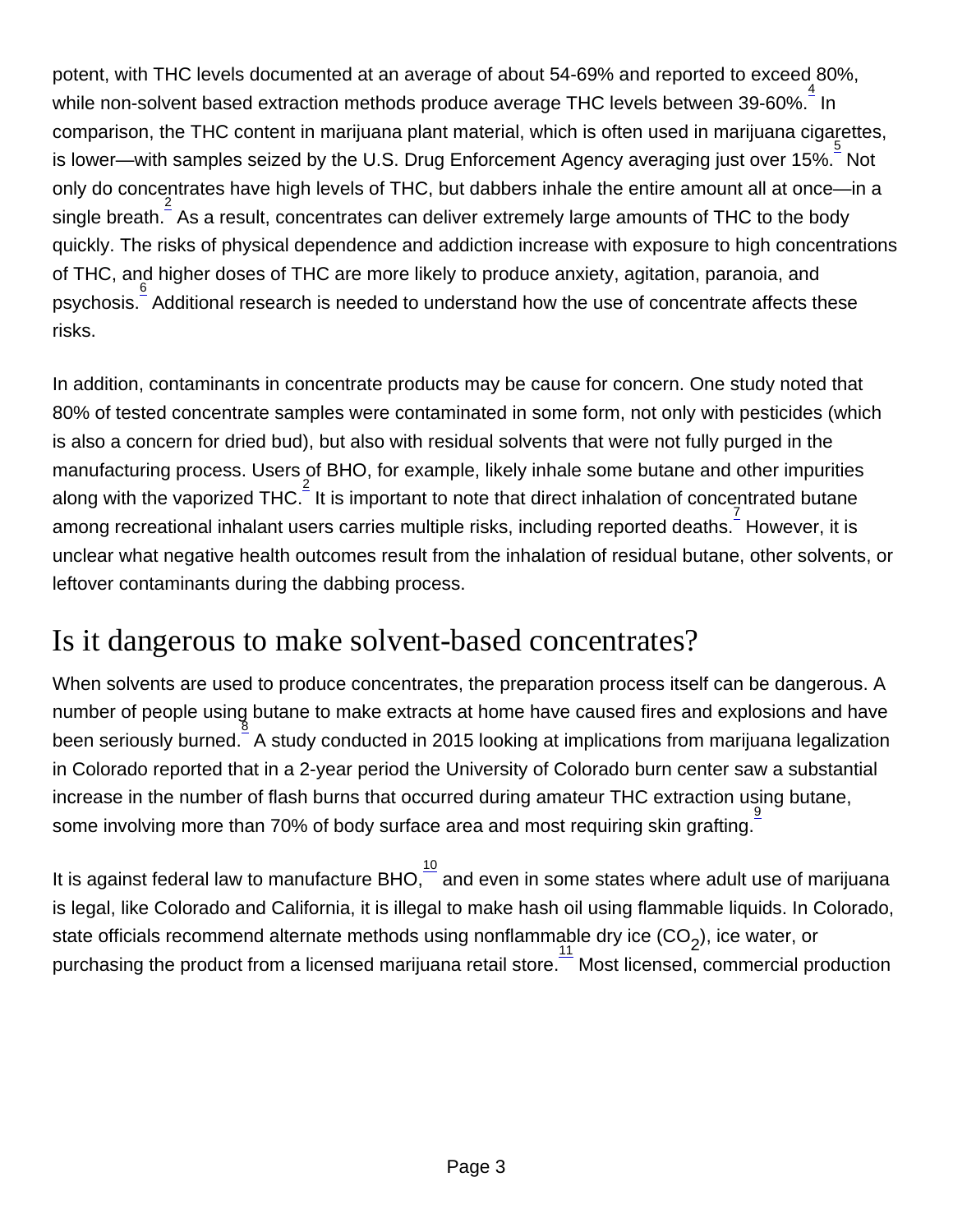potent, with THC levels documented at an average of about 54-69% and reported to exceed 80%, while non-solvent based extraction methods produce average THC levels between 39-60%.[4] In comparison, the THC content in marijuana plant material, which is often used in marijuana cigarettes, is lower—with samples seized by the U.S. Drug Enforcement Agency averaging just over 15%.[5] Not only do concentrates have high levels of THC, but dabbers inhale the entire amount all at once—in a single breath.[2] As a result, concentrates can deliver extremely large amounts of THC to the body quickly. The risks of physical dependence and addiction increase with exposure to high concentrations of THC, and higher doses of THC are more likely to produce anxiety, agitation, paranoia, and psychosis.[6] Additional research is needed to understand how the use of concentrate affects these risks.

In addition, contaminants in concentrate products may be cause for concern. One study noted that 80% of tested concentrate samples were contaminated in some form, not only with pesticides (which is also a concern for dried bud), but also with residual solvents that were not fully purged in the manufacturing process. Users of BHO, for example, likely inhale some butane and other impurities along with the vaporized THC.[2] It is important to note that direct inhalation of concentrated butane among recreational inhalant users carries multiple risks, including reported deaths.[7] However, it is unclear what negative health outcomes result from the inhalation of residual butane, other solvents, or leftover contaminants during the dabbing process.

## Is it dangerous to make solvent-based concentrates?

When solvents are used to produce concentrates, the preparation process itself can be dangerous. A number of people using butane to make extracts at home have caused fires and explosions and have been seriously burned.[8] A study conducted in 2015 looking at implications from marijuana legalization in Colorado reported that in a 2-year period the University of Colorado burn center saw a substantial increase in the number of flash burns that occurred during amateur THC extraction using butane, some involving more than 70% of body surface area and most requiring skin grafting.[9]

It is against federal law to manufacture BHO,[10] and even in some states where adult use of marijuana is legal, like Colorado and California, it is illegal to make hash oil using flammable liquids. In Colorado, state officials recommend alternate methods using nonflammable dry ice ($CO_2$), ice water, or purchasing the product from a licensed marijuana retail store.[11] Most licensed, commercial production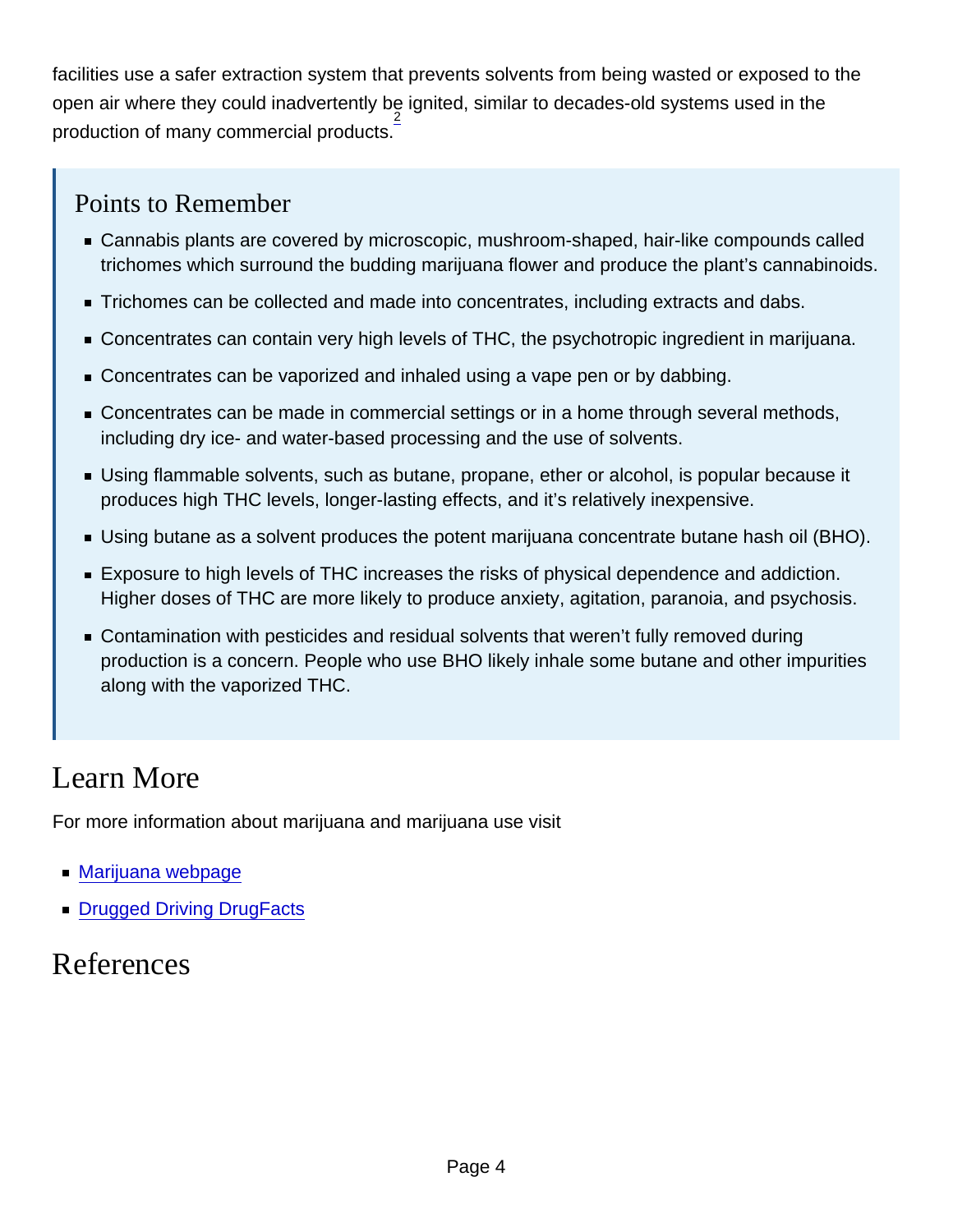facilities use a safer extraction system that prevents solvents from being wasted or exposed to the open air where they could inadvertently be ignited, similar to decades-old systems used in the production of many commercial products.[2]

## Points to Remember

- Cannabis plants are covered by microscopic, mushroom-shaped, hair-like compounds called trichomes which surround the budding marijuana flower and produce the plant's cannabinoids.
- Trichomes can be collected and made into concentrates, including extracts and dabs.
- Concentrates can contain very high levels of THC, the psychotropic ingredient in marijuana.
- Concentrates can be vaporized and inhaled using a vape pen or by dabbing.
- Concentrates can be made in commercial settings or in a home through several methods, including dry ice- and water-based processing and the use of solvents.
- Using flammable solvents, such as butane, propane, ether or alcohol, is popular because it produces high THC levels, longer-lasting effects, and it's relatively inexpensive.
- Using butane as a solvent produces the potent marijuana concentrate butane hash oil (BHO).
- Exposure to high levels of THC increases the risks of physical dependence and addiction. Higher doses of THC are more likely to produce anxiety, agitation, paranoia, and psychosis.
- Contamination with pesticides and residual solvents that weren't fully removed during production is a concern. People who use BHO likely inhale some butane and other impurities along with the vaporized THC.

# Learn More

For more information about marijuana and marijuana use visit

- Marijuana webpage
- Drugged Driving DrugFacts

# References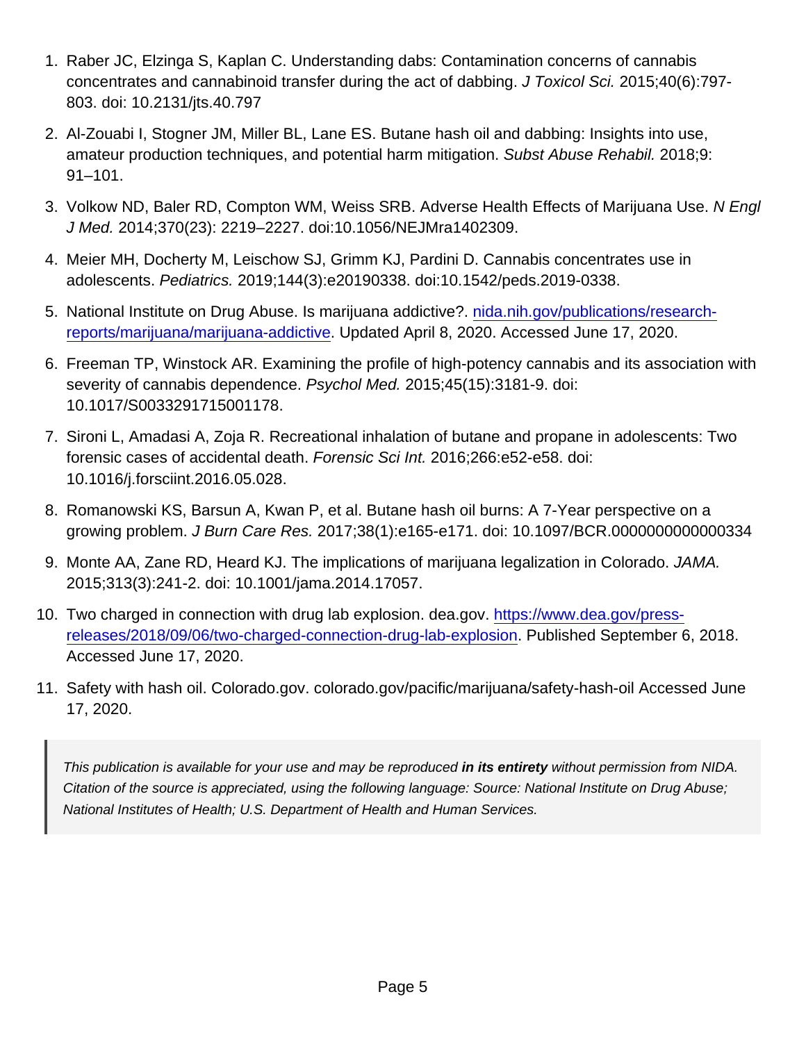1. Raber JC, Elzinga S, Kaplan C. Understanding dabs: Contamination concerns of cannabis concentrates and cannabinoid transfer during the act of dabbing. *J Toxicol Sci.* 2015;40(6):797-803. doi: 10.2131/jts.40.797
2. Al-Zouabi I, Stogner JM, Miller BL, Lane ES. Butane hash oil and dabbing: Insights into use, amateur production techniques, and potential harm mitigation. *Subst Abuse Rehabil.* 2018;9: 91–101.
3. Volkow ND, Baler RD, Compton WM, Weiss SRB. Adverse Health Effects of Marijuana Use. *N Engl J Med.* 2014;370(23): 2219–2227. doi:10.1056/NEJMra1402309.
4. Meier MH, Docherty M, Leischow SJ, Grimm KJ, Pardini D. Cannabis concentrates use in adolescents. *Pediatrics.* 2019;144(3):e20190338. doi:10.1542/peds.2019-0338.
5. National Institute on Drug Abuse. Is marijuana addictive?. [nida.nih.gov/publications/research-reports/marijuana/marijuana-addictive](nida.nih.gov/publications/research-reports/marijuana/marijuana-addictive). Updated April 8, 2020. Accessed June 17, 2020.
6. Freeman TP, Winstock AR. Examining the profile of high-potency cannabis and its association with severity of cannabis dependence. *Psychol Med.* 2015;45(15):3181-9. doi: 10.1017/S0033291715001178.
7. Sironi L, Amadasi A, Zoja R. Recreational inhalation of butane and propane in adolescents: Two forensic cases of accidental death. *Forensic Sci Int.* 2016;266:e52-e58. doi: 10.1016/j.forsciint.2016.05.028.
8. Romanowski KS, Barsun A, Kwan P, et al. Butane hash oil burns: A 7-Year perspective on a growing problem. *J Burn Care Res.* 2017;38(1):e165-e171. doi: 10.1097/BCR.0000000000000334
9. Monte AA, Zane RD, Heard KJ. The implications of marijuana legalization in Colorado. *JAMA.* 2015;313(3):241-2. doi: 10.1001/jama.2014.17057.
10. Two charged in connection with drug lab explosion. dea.gov. [https://www.dea.gov/press-releases/2018/09/06/two-charged-connection-drug-lab-explosion](https://www.dea.gov/press-releases/2018/09/06/two-charged-connection-drug-lab-explosion). Published September 6, 2018. Accessed June 17, 2020.
11. Safety with hash oil. Colorado.gov. colorado.gov/pacific/marijuana/safety-hash-oil Accessed June 17, 2020.

> *This publication is available for your use and may be reproduced* ***in its entirety*** *without permission from NIDA. Citation of the source is appreciated, using the following language: Source: National Institute on Drug Abuse; National Institutes of Health; U.S. Department of Health and Human Services.*